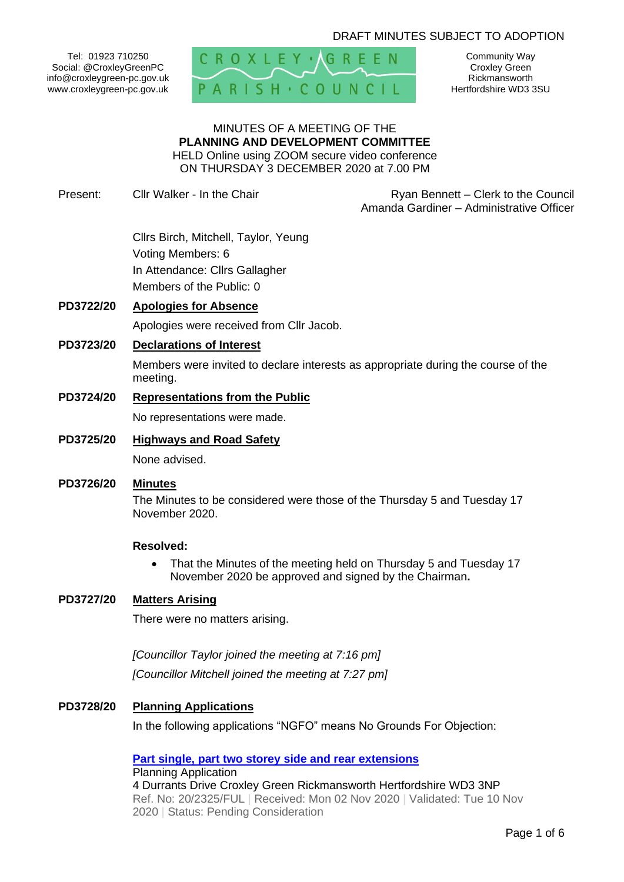DRAFT MINUTES SUBJECT TO ADOPTION

Tel: 01923 710250
Social: @CroxleyGreenPC
info@croxleygreen-pc.gov.uk
www.croxleygreen-pc.gov.uk

CROXLEY GREEN PARISH COUNCIL

Community Way
Croxley Green
Rickmansworth
Hertfordshire WD3 3SU

MINUTES OF A MEETING OF THE
**PLANNING AND DEVELOPMENT COMMITTEE**
HELD Online using ZOOM secure video conference
ON THURSDAY 3 DECEMBER 2020 at 7.00 PM

Present: Cllr Walker - In the Chair

Ryan Bennett – Clerk to the Council
Amanda Gardiner – Administrative Officer

Cllrs Birch, Mitchell, Taylor, Yeung
Voting Members: 6
In Attendance: Cllrs Gallagher
Members of the Public: 0

**PD3722/20** **Apologies for Absence**

Apologies were received from Cllr Jacob.

**PD3723/20** **Declarations of Interest**

Members were invited to declare interests as appropriate during the course of the meeting.

**PD3724/20** **Representations from the Public**

No representations were made.

**PD3725/20** **Highways and Road Safety**

None advised.

**PD3726/20** **Minutes**

The Minutes to be considered were those of the Thursday 5 and Tuesday 17 November 2020.

**Resolved:**

- That the Minutes of the meeting held on Thursday 5 and Tuesday 17 November 2020 be approved and signed by the Chairman**.**

**PD3727/20** **Matters Arising**

There were no matters arising.

*[Councillor Taylor joined the meeting at 7:16 pm]*

*[Councillor Mitchell joined the meeting at 7:27 pm]*

**PD3728/20** **Planning Applications**

In the following applications "NGFO" means No Grounds For Objection:

**Part single, part two storey side and rear extensions**
Planning Application
4 Durrants Drive Croxley Green Rickmansworth Hertfordshire WD3 3NP
Ref. No: 20/2325/FUL | Received: Mon 02 Nov 2020 | Validated: Tue 10 Nov 2020 | Status: Pending Consideration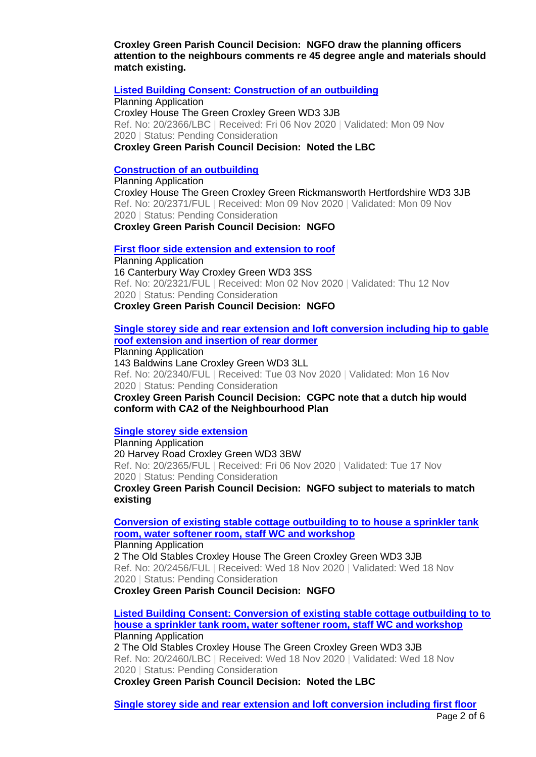**Croxley Green Parish Council Decision: NGFO draw the planning officers attention to the neighbours comments re 45 degree angle and materials should match existing.**

**Listed Building Consent: Construction of an outbuilding**

Planning Application
Croxley House The Green Croxley Green WD3 3JB
Ref. No: 20/2366/LBC | Received: Fri 06 Nov 2020 | Validated: Mon 09 Nov 2020 | Status: Pending Consideration
**Croxley Green Parish Council Decision: Noted the LBC**

**Construction of an outbuilding**

Planning Application
Croxley House The Green Croxley Green Rickmansworth Hertfordshire WD3 3JB
Ref. No: 20/2371/FUL | Received: Mon 09 Nov 2020 | Validated: Mon 09 Nov 2020 | Status: Pending Consideration
**Croxley Green Parish Council Decision: NGFO**

**First floor side extension and extension to roof**

Planning Application
16 Canterbury Way Croxley Green WD3 3SS
Ref. No: 20/2321/FUL | Received: Mon 02 Nov 2020 | Validated: Thu 12 Nov 2020 | Status: Pending Consideration
**Croxley Green Parish Council Decision: NGFO**

**Single storey side and rear extension and loft conversion including hip to gable roof extension and insertion of rear dormer**

Planning Application
143 Baldwins Lane Croxley Green WD3 3LL
Ref. No: 20/2340/FUL | Received: Tue 03 Nov 2020 | Validated: Mon 16 Nov 2020 | Status: Pending Consideration
**Croxley Green Parish Council Decision: CGPC note that a dutch hip would conform with CA2 of the Neighbourhood Plan**

**Single storey side extension**

Planning Application
20 Harvey Road Croxley Green WD3 3BW
Ref. No: 20/2365/FUL | Received: Fri 06 Nov 2020 | Validated: Tue 17 Nov 2020 | Status: Pending Consideration
**Croxley Green Parish Council Decision: NGFO subject to materials to match existing**

**Conversion of existing stable cottage outbuilding to to house a sprinkler tank room, water softener room, staff WC and workshop**

Planning Application
2 The Old Stables Croxley House The Green Croxley Green WD3 3JB
Ref. No: 20/2456/FUL | Received: Wed 18 Nov 2020 | Validated: Wed 18 Nov 2020 | Status: Pending Consideration
**Croxley Green Parish Council Decision: NGFO**

**Listed Building Consent: Conversion of existing stable cottage outbuilding to to house a sprinkler tank room, water softener room, staff WC and workshop**

Planning Application
2 The Old Stables Croxley House The Green Croxley Green WD3 3JB
Ref. No: 20/2460/LBC | Received: Wed 18 Nov 2020 | Validated: Wed 18 Nov 2020 | Status: Pending Consideration
**Croxley Green Parish Council Decision: Noted the LBC**

**Single storey side and rear extension and loft conversion including first floor**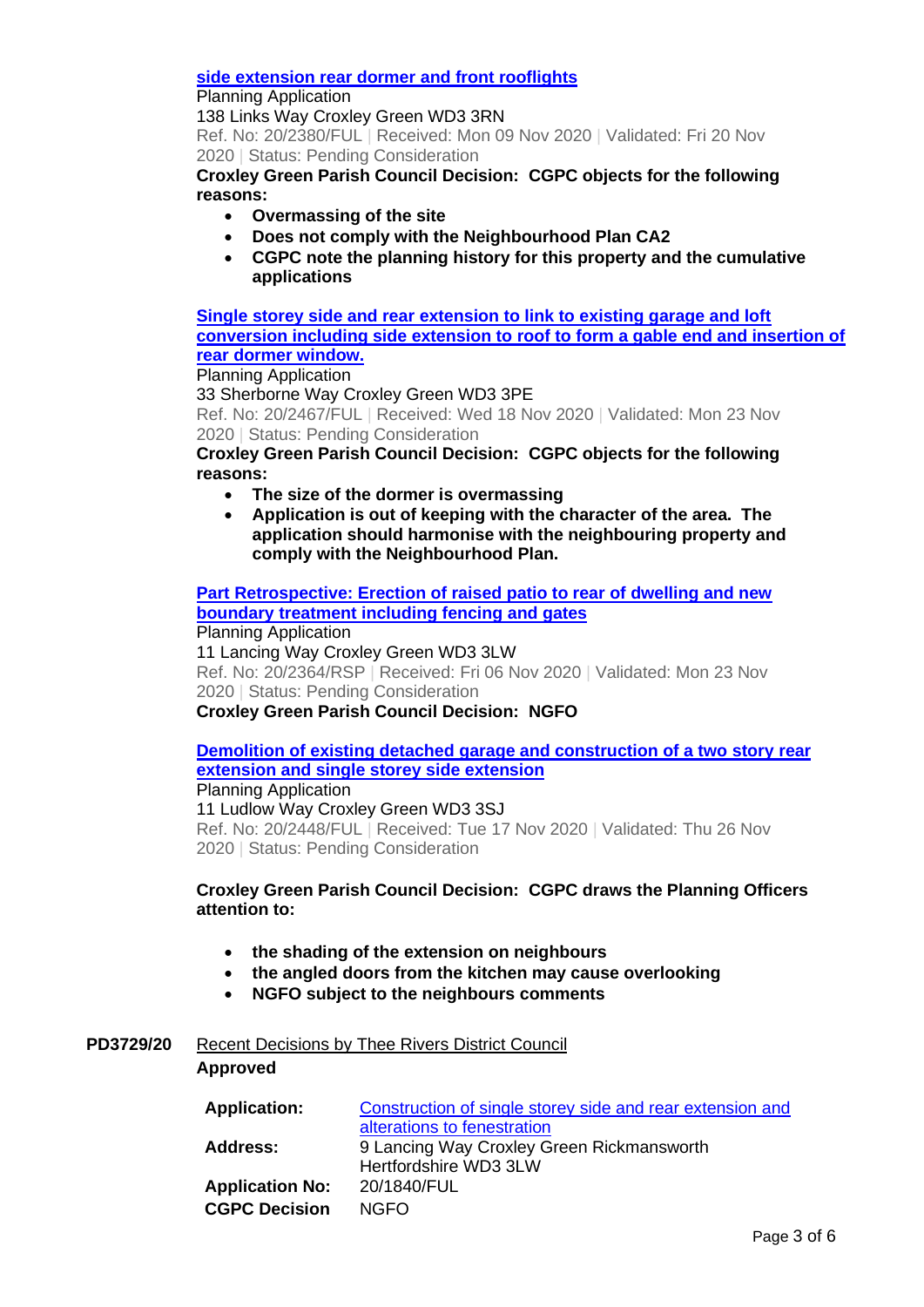**side extension rear dormer and front rooflights**

Planning Application

138 Links Way Croxley Green WD3 3RN

Ref. No: 20/2380/FUL | Received: Mon 09 Nov 2020 | Validated: Fri 20 Nov 2020 | Status: Pending Consideration

**Croxley Green Parish Council Decision: CGPC objects for the following reasons:**

- **Overmassing of the site**
- **Does not comply with the Neighbourhood Plan CA2**
- **CGPC note the planning history for this property and the cumulative applications**

**Single storey side and rear extension to link to existing garage and loft conversion including side extension to roof to form a gable end and insertion of rear dormer window.**

Planning Application

33 Sherborne Way Croxley Green WD3 3PE

Ref. No: 20/2467/FUL | Received: Wed 18 Nov 2020 | Validated: Mon 23 Nov 2020 | Status: Pending Consideration

**Croxley Green Parish Council Decision: CGPC objects for the following reasons:**

- **The size of the dormer is overmassing**
- **Application is out of keeping with the character of the area. The application should harmonise with the neighbouring property and comply with the Neighbourhood Plan.**

**Part Retrospective: Erection of raised patio to rear of dwelling and new boundary treatment including fencing and gates**

Planning Application

11 Lancing Way Croxley Green WD3 3LW

Ref. No: 20/2364/RSP | Received: Fri 06 Nov 2020 | Validated: Mon 23 Nov 2020 | Status: Pending Consideration

**Croxley Green Parish Council Decision: NGFO**

**Demolition of existing detached garage and construction of a two story rear extension and single storey side extension**

Planning Application

11 Ludlow Way Croxley Green WD3 3SJ

Ref. No: 20/2448/FUL | Received: Tue 17 Nov 2020 | Validated: Thu 26 Nov 2020 | Status: Pending Consideration

**Croxley Green Parish Council Decision: CGPC draws the Planning Officers attention to:**

- **the shading of the extension on neighbours**
- **the angled doors from the kitchen may cause overlooking**
- **NGFO subject to the neighbours comments**

**PD3729/20** Recent Decisions by Thee Rivers District Council

**Approved**

| | |
|---|---|
| **Application:** | Construction of single storey side and rear extension and alterations to fenestration |
| **Address:** | 9 Lancing Way Croxley Green Rickmansworth Hertfordshire WD3 3LW |
| **Application No:** | 20/1840/FUL |
| **CGPC Decision** | NGFO |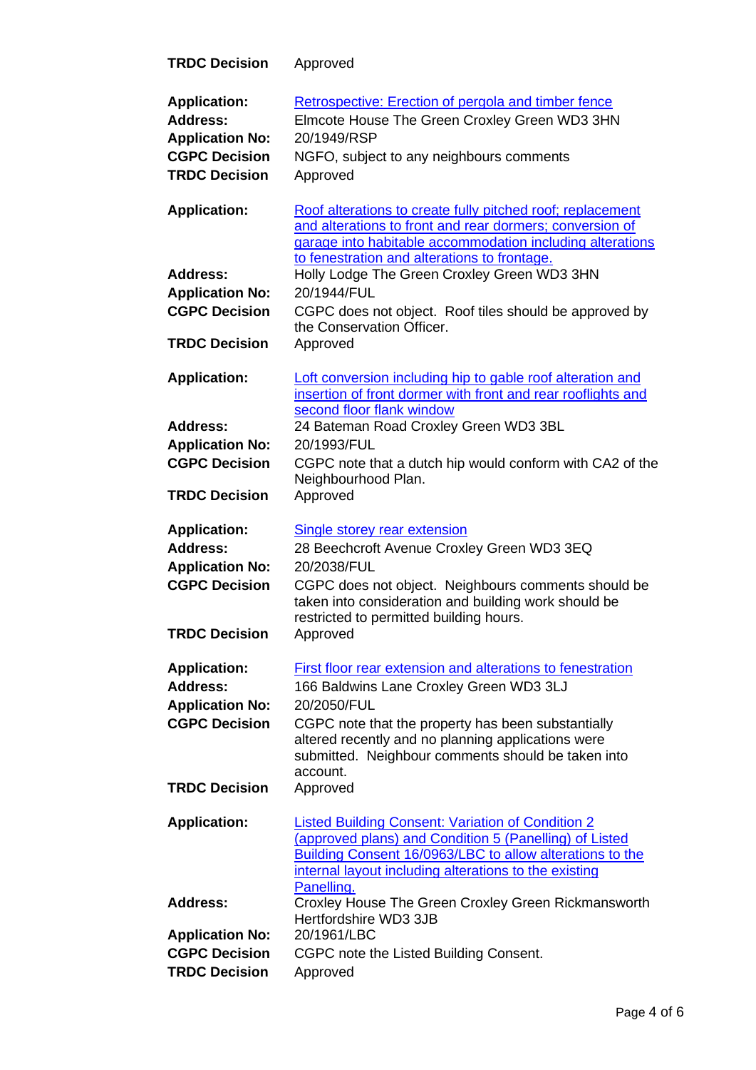| | |
|---|---|
| **TRDC Decision** | Approved |

| | |
|---|---|
| **Application:** | Retrospective: Erection of pergola and timber fence |
| **Address:** | Elmcote House The Green Croxley Green WD3 3HN |
| **Application No:** | 20/1949/RSP |
| **CGPC Decision** | NGFO, subject to any neighbours comments |
| **TRDC Decision** | Approved |

| | |
|---|---|
| **Application:** | Roof alterations to create fully pitched roof; replacement and alterations to front and rear dormers; conversion of garage into habitable accommodation including alterations to fenestration and alterations to frontage. |
| **Address:** | Holly Lodge The Green Croxley Green WD3 3HN |
| **Application No:** | 20/1944/FUL |
| **CGPC Decision** | CGPC does not object. Roof tiles should be approved by the Conservation Officer. |
| **TRDC Decision** | Approved |

| | |
|---|---|
| **Application:** | Loft conversion including hip to gable roof alteration and insertion of front dormer with front and rear rooflights and second floor flank window |
| **Address:** | 24 Bateman Road Croxley Green WD3 3BL |
| **Application No:** | 20/1993/FUL |
| **CGPC Decision** | CGPC note that a dutch hip would conform with CA2 of the Neighbourhood Plan. |
| **TRDC Decision** | Approved |

| | |
|---|---|
| **Application:** | Single storey rear extension |
| **Address:** | 28 Beechcroft Avenue Croxley Green WD3 3EQ |
| **Application No:** | 20/2038/FUL |
| **CGPC Decision** | CGPC does not object. Neighbours comments should be taken into consideration and building work should be restricted to permitted building hours. |
| **TRDC Decision** | Approved |

| | |
|---|---|
| **Application:** | First floor rear extension and alterations to fenestration |
| **Address:** | 166 Baldwins Lane Croxley Green WD3 3LJ |
| **Application No:** | 20/2050/FUL |
| **CGPC Decision** | CGPC note that the property has been substantially altered recently and no planning applications were submitted. Neighbour comments should be taken into account. |
| **TRDC Decision** | Approved |

| | |
|---|---|
| **Application:** | Listed Building Consent: Variation of Condition 2 (approved plans) and Condition 5 (Panelling) of Listed Building Consent 16/0963/LBC to allow alterations to the internal layout including alterations to the existing Panelling. |
| **Address:** | Croxley House The Green Croxley Green Rickmansworth Hertfordshire WD3 3JB |
| **Application No:** | 20/1961/LBC |
| **CGPC Decision** | CGPC note the Listed Building Consent. |
| **TRDC Decision** | Approved |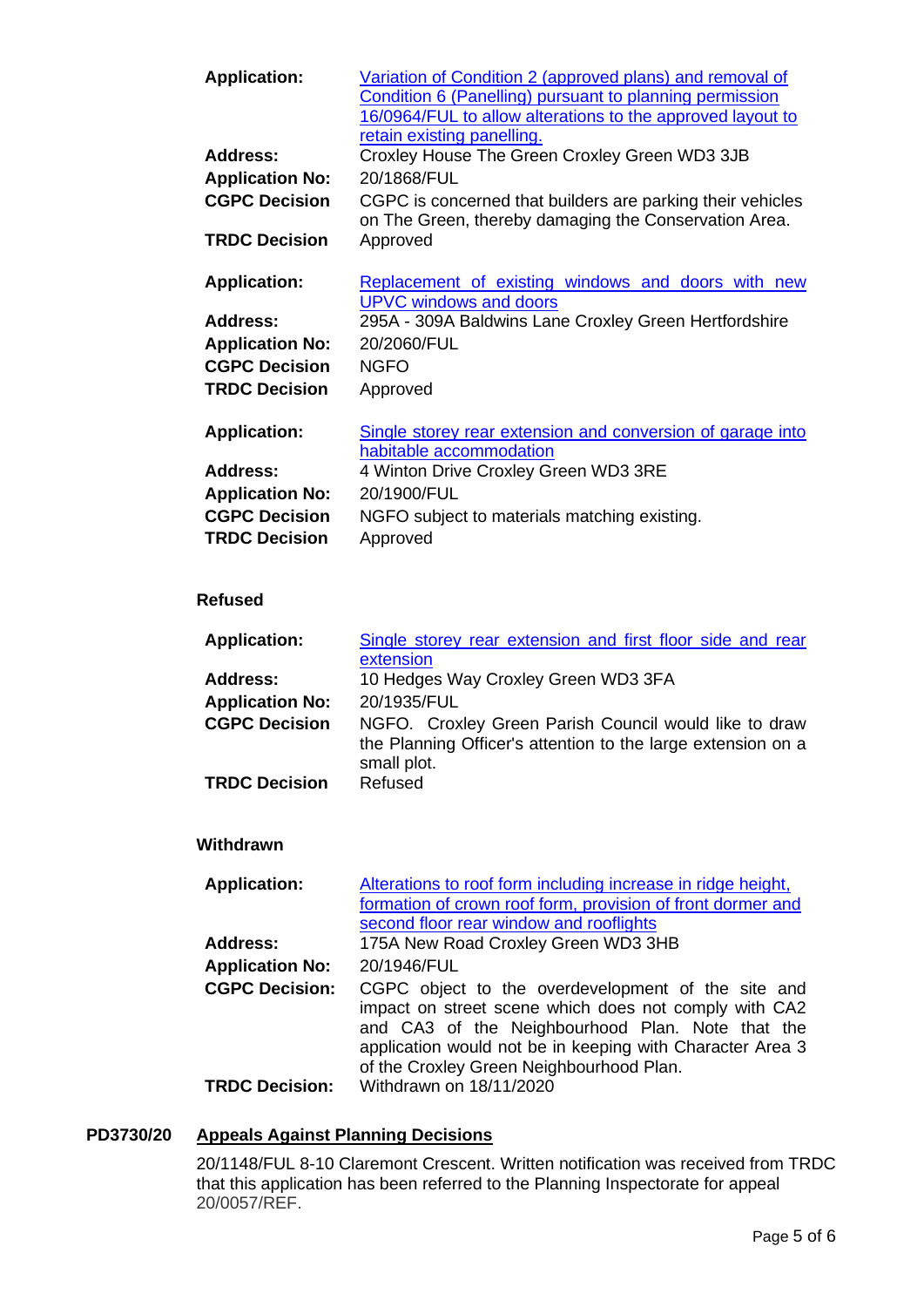| | |
|---|---|
| **Application:** | Variation of Condition 2 (approved plans) and removal of Condition 6 (Panelling) pursuant to planning permission 16/0964/FUL to allow alterations to the approved layout to retain existing panelling. |
| **Address:** | Croxley House The Green Croxley Green WD3 3JB |
| **Application No:** | 20/1868/FUL |
| **CGPC Decision** | CGPC is concerned that builders are parking their vehicles on The Green, thereby damaging the Conservation Area. |
| **TRDC Decision** | Approved |

| | |
|---|---|
| **Application:** | Replacement of existing windows and doors with new UPVC windows and doors |
| **Address:** | 295A - 309A Baldwins Lane Croxley Green Hertfordshire |
| **Application No:** | 20/2060/FUL |
| **CGPC Decision** | NGFO |
| **TRDC Decision** | Approved |

| | |
|---|---|
| **Application:** | Single storey rear extension and conversion of garage into habitable accommodation |
| **Address:** | 4 Winton Drive Croxley Green WD3 3RE |
| **Application No:** | 20/1900/FUL |
| **CGPC Decision** | NGFO subject to materials matching existing. |
| **TRDC Decision** | Approved |

**Refused**

| | |
|---|---|
| **Application:** | Single storey rear extension and first floor side and rear extension |
| **Address:** | 10 Hedges Way Croxley Green WD3 3FA |
| **Application No:** | 20/1935/FUL |
| **CGPC Decision** | NGFO. Croxley Green Parish Council would like to draw the Planning Officer's attention to the large extension on a small plot. |
| **TRDC Decision** | Refused |

**Withdrawn**

| | |
|---|---|
| **Application:** | Alterations to roof form including increase in ridge height, formation of crown roof form, provision of front dormer and second floor rear window and rooflights |
| **Address:** | 175A New Road Croxley Green WD3 3HB |
| **Application No:** | 20/1946/FUL |
| **CGPC Decision:** | CGPC object to the overdevelopment of the site and impact on street scene which does not comply with CA2 and CA3 of the Neighbourhood Plan. Note that the application would not be in keeping with Character Area 3 of the Croxley Green Neighbourhood Plan. |
| **TRDC Decision:** | Withdrawn on 18/11/2020 |

**PD3730/20** **Appeals Against Planning Decisions**

20/1148/FUL 8-10 Claremont Crescent. Written notification was received from TRDC that this application has been referred to the Planning Inspectorate for appeal 20/0057/REF.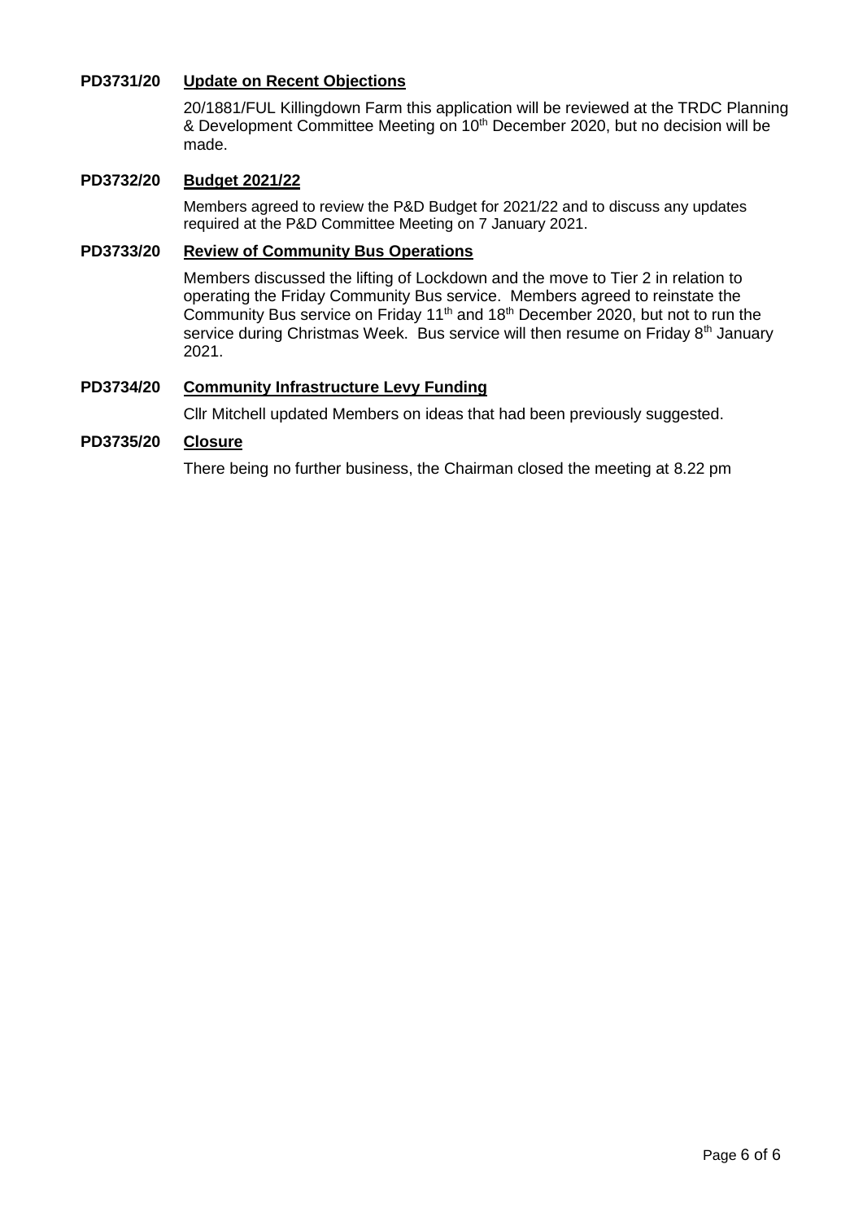**PD3731/20 Update on Recent Objections**

20/1881/FUL Killingdown Farm this application will be reviewed at the TRDC Planning & Development Committee Meeting on 10th December 2020, but no decision will be made.

**PD3732/20 Budget 2021/22**

Members agreed to review the P&D Budget for 2021/22 and to discuss any updates required at the P&D Committee Meeting on 7 January 2021.

**PD3733/20 Review of Community Bus Operations**

Members discussed the lifting of Lockdown and the move to Tier 2 in relation to operating the Friday Community Bus service. Members agreed to reinstate the Community Bus service on Friday 11th and 18th December 2020, but not to run the service during Christmas Week. Bus service will then resume on Friday 8th January 2021.

**PD3734/20 Community Infrastructure Levy Funding**

Cllr Mitchell updated Members on ideas that had been previously suggested.

**PD3735/20 Closure**

There being no further business, the Chairman closed the meeting at 8.22 pm